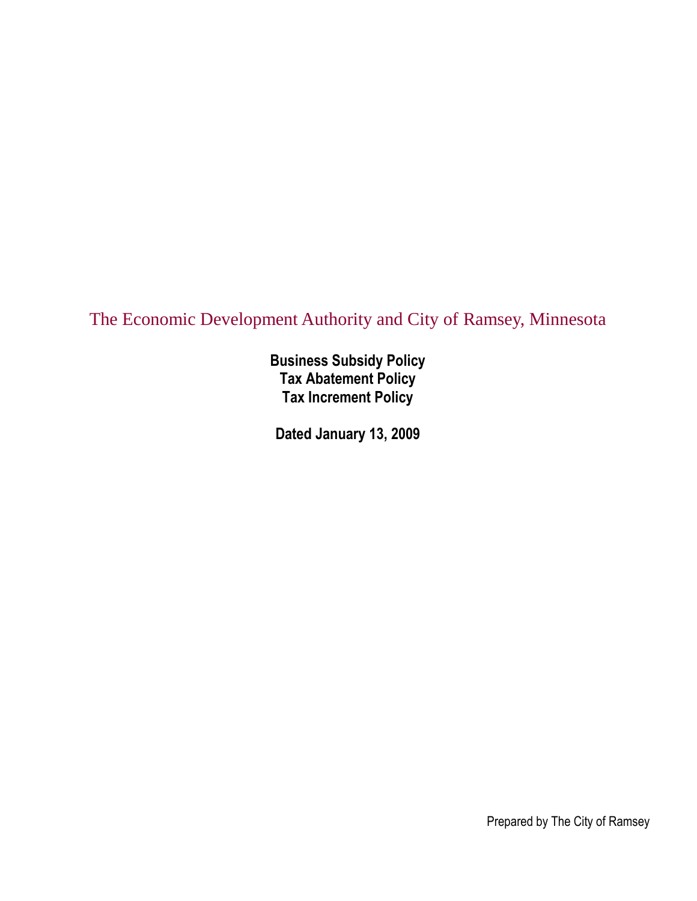# The Economic Development Authority and City of Ramsey, Minnesota

**Business Subsidy Policy**
**Tax Abatement Policy**
**Tax Increment Policy**

**Dated January 13, 2009**

Prepared by The City of Ramsey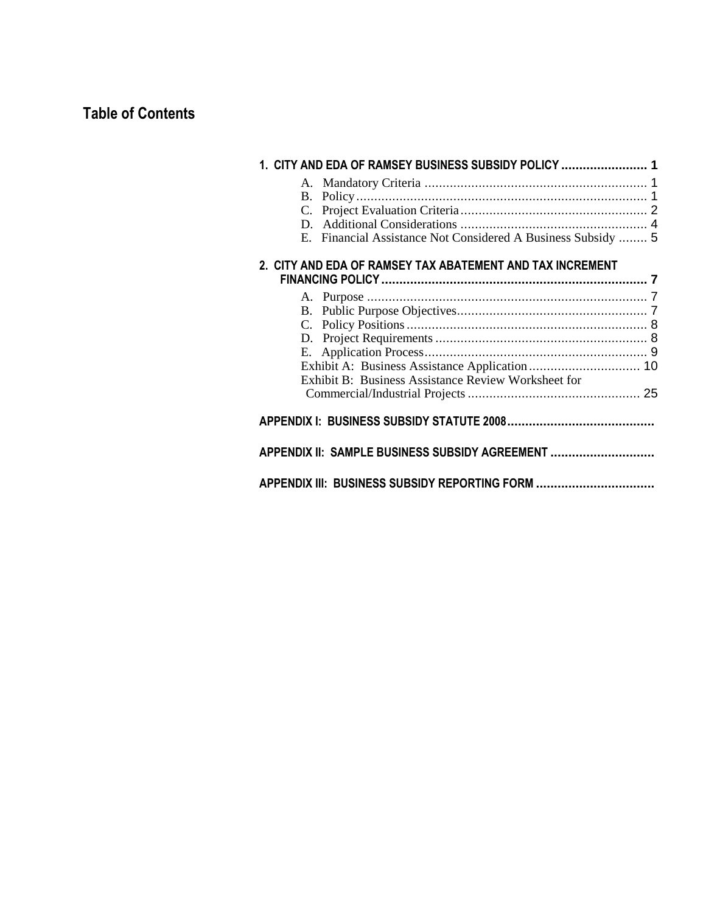# Table of Contents

**1. CITY AND EDA OF RAMSEY BUSINESS SUBSIDY POLICY ........................ 1**

- A. Mandatory Criteria .............................................................. 1
- B. Policy ................................................................................ 1
- C. Project Evaluation Criteria .................................................... 2
- D. Additional Considerations .................................................... 4
- E. Financial Assistance Not Considered A Business Subsidy ........ 5

**2. CITY AND EDA OF RAMSEY TAX ABATEMENT AND TAX INCREMENT FINANCING POLICY ........................................................................ 7**

- A. Purpose ............................................................................. 7
- B. Public Purpose Objectives..................................................... 7
- C. Policy Positions .................................................................. 8
- D. Project Requirements .......................................................... 8
- E. Application Process............................................................. 9
- Exhibit A: Business Assistance Application ............................... 10
- Exhibit B: Business Assistance Review Worksheet for Commercial/Industrial Projects ............................................... 25

**APPENDIX I: BUSINESS SUBSIDY STATUTE 2008.........................................**

**APPENDIX II: SAMPLE BUSINESS SUBSIDY AGREEMENT ............................**

**APPENDIX III: BUSINESS SUBSIDY REPORTING FORM .................................**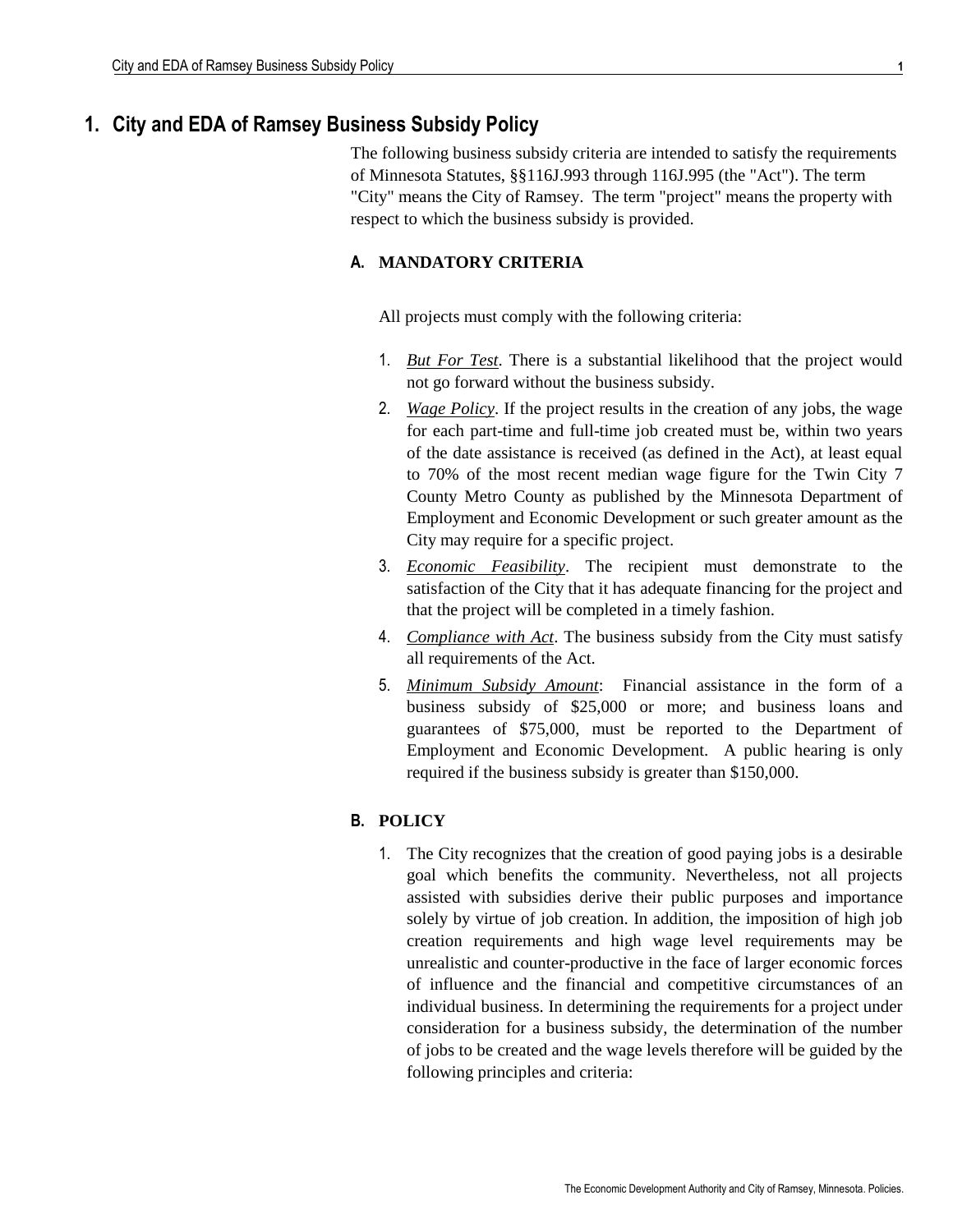# 1. City and EDA of Ramsey Business Subsidy Policy

The following business subsidy criteria are intended to satisfy the requirements of Minnesota Statutes, §§116J.993 through 116J.995 (the "Act"). The term "City" means the City of Ramsey. The term "project" means the property with respect to which the business subsidy is provided.

## A. MANDATORY CRITERIA

All projects must comply with the following criteria:

1. *But For Test*. There is a substantial likelihood that the project would not go forward without the business subsidy.
2. *Wage Policy*. If the project results in the creation of any jobs, the wage for each part-time and full-time job created must be, within two years of the date assistance is received (as defined in the Act), at least equal to 70% of the most recent median wage figure for the Twin City 7 County Metro County as published by the Minnesota Department of Employment and Economic Development or such greater amount as the City may require for a specific project.
3. *Economic Feasibility*. The recipient must demonstrate to the satisfaction of the City that it has adequate financing for the project and that the project will be completed in a timely fashion.
4. *Compliance with Act*. The business subsidy from the City must satisfy all requirements of the Act.
5. *Minimum Subsidy Amount*: Financial assistance in the form of a business subsidy of $25,000 or more; and business loans and guarantees of $75,000, must be reported to the Department of Employment and Economic Development. A public hearing is only required if the business subsidy is greater than $150,000.

## B. POLICY

1. The City recognizes that the creation of good paying jobs is a desirable goal which benefits the community. Nevertheless, not all projects assisted with subsidies derive their public purposes and importance solely by virtue of job creation. In addition, the imposition of high job creation requirements and high wage level requirements may be unrealistic and counter-productive in the face of larger economic forces of influence and the financial and competitive circumstances of an individual business. In determining the requirements for a project under consideration for a business subsidy, the determination of the number of jobs to be created and the wage levels therefore will be guided by the following principles and criteria: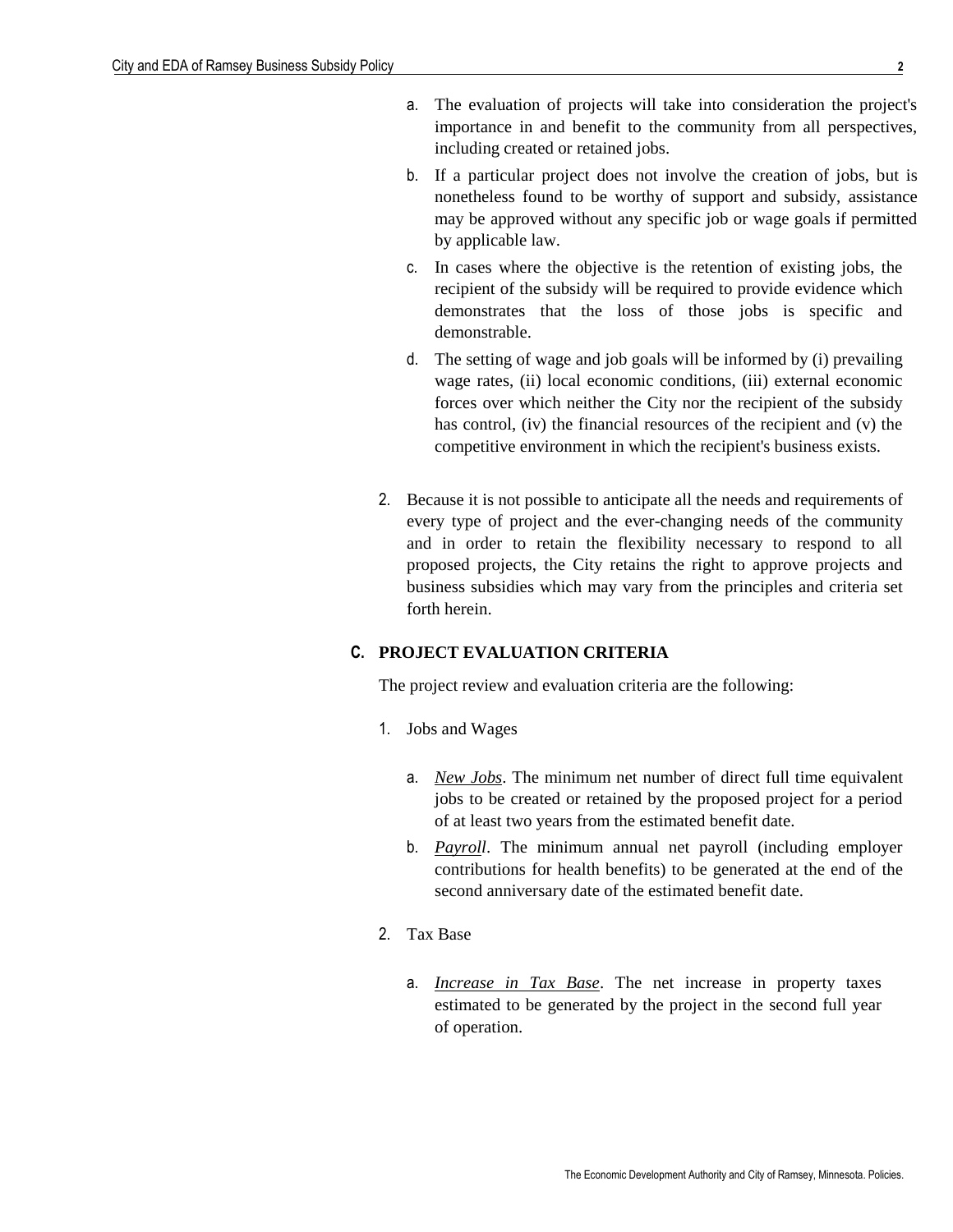a. The evaluation of projects will take into consideration the project's importance in and benefit to the community from all perspectives, including created or retained jobs.

b. If a particular project does not involve the creation of jobs, but is nonetheless found to be worthy of support and subsidy, assistance may be approved without any specific job or wage goals if permitted by applicable law.

c. In cases where the objective is the retention of existing jobs, the recipient of the subsidy will be required to provide evidence which demonstrates that the loss of those jobs is specific and demonstrable.

d. The setting of wage and job goals will be informed by (i) prevailing wage rates, (ii) local economic conditions, (iii) external economic forces over which neither the City nor the recipient of the subsidy has control, (iv) the financial resources of the recipient and (v) the competitive environment in which the recipient's business exists.

2. Because it is not possible to anticipate all the needs and requirements of every type of project and the ever-changing needs of the community and in order to retain the flexibility necessary to respond to all proposed projects, the City retains the right to approve projects and business subsidies which may vary from the principles and criteria set forth herein.

## C. PROJECT EVALUATION CRITERIA

The project review and evaluation criteria are the following:

1. Jobs and Wages

   a. *New Jobs*. The minimum net number of direct full time equivalent jobs to be created or retained by the proposed project for a period of at least two years from the estimated benefit date.

   b. *Payroll*. The minimum annual net payroll (including employer contributions for health benefits) to be generated at the end of the second anniversary date of the estimated benefit date.

2. Tax Base

   a. *Increase in Tax Base*. The net increase in property taxes estimated to be generated by the project in the second full year of operation.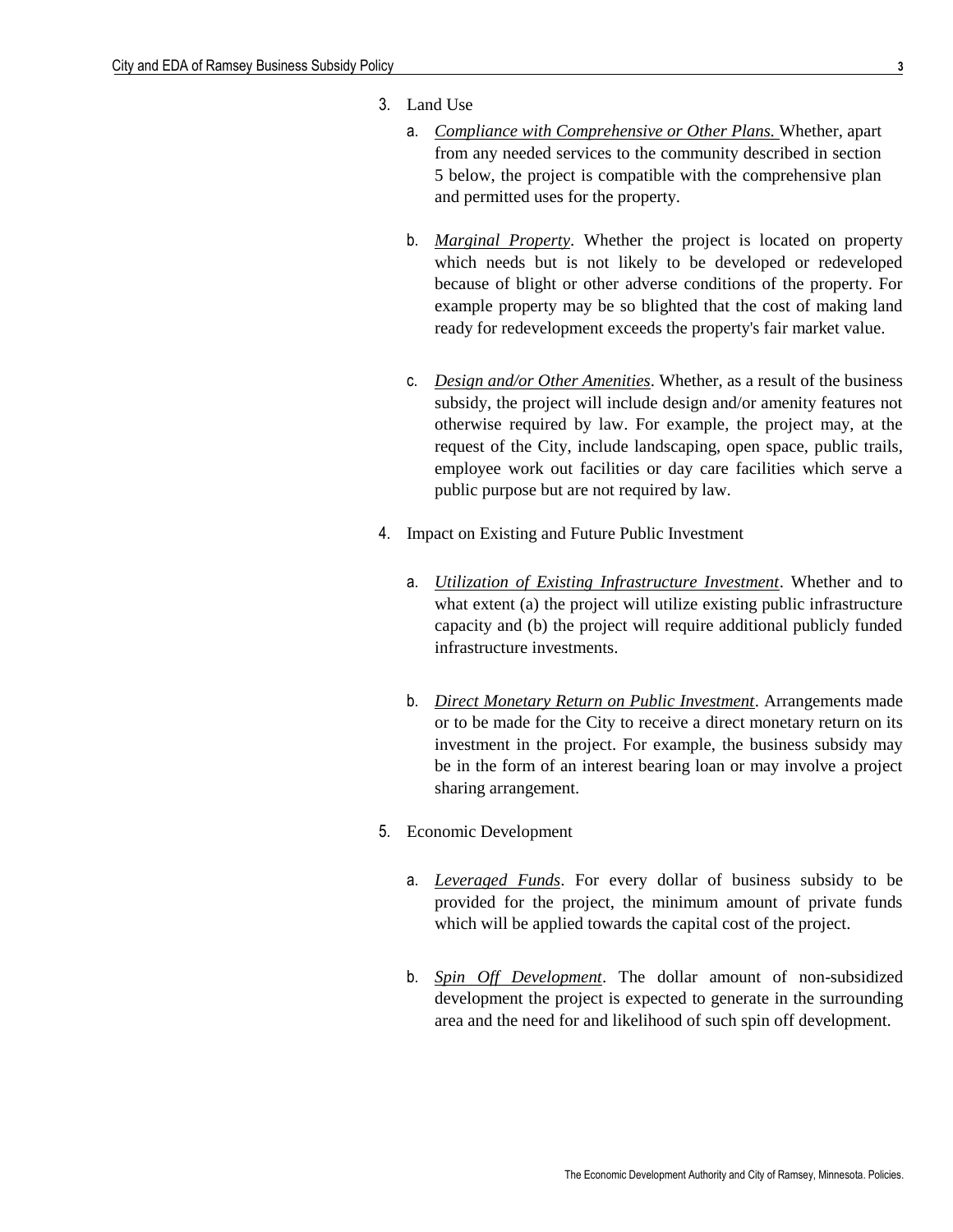3. Land Use

   a. *Compliance with Comprehensive or Other Plans.* Whether, apart from any needed services to the community described in section 5 below, the project is compatible with the comprehensive plan and permitted uses for the property.

   b. *Marginal Property*. Whether the project is located on property which needs but is not likely to be developed or redeveloped because of blight or other adverse conditions of the property. For example property may be so blighted that the cost of making land ready for redevelopment exceeds the property's fair market value.

   c. *Design and/or Other Amenities*. Whether, as a result of the business subsidy, the project will include design and/or amenity features not otherwise required by law. For example, the project may, at the request of the City, include landscaping, open space, public trails, employee work out facilities or day care facilities which serve a public purpose but are not required by law.

4. Impact on Existing and Future Public Investment

   a. *Utilization of Existing Infrastructure Investment*. Whether and to what extent (a) the project will utilize existing public infrastructure capacity and (b) the project will require additional publicly funded infrastructure investments.

   b. *Direct Monetary Return on Public Investment*. Arrangements made or to be made for the City to receive a direct monetary return on its investment in the project. For example, the business subsidy may be in the form of an interest bearing loan or may involve a project sharing arrangement.

5. Economic Development

   a. *Leveraged Funds*. For every dollar of business subsidy to be provided for the project, the minimum amount of private funds which will be applied towards the capital cost of the project.

   b. *Spin Off Development*. The dollar amount of non-subsidized development the project is expected to generate in the surrounding area and the need for and likelihood of such spin off development.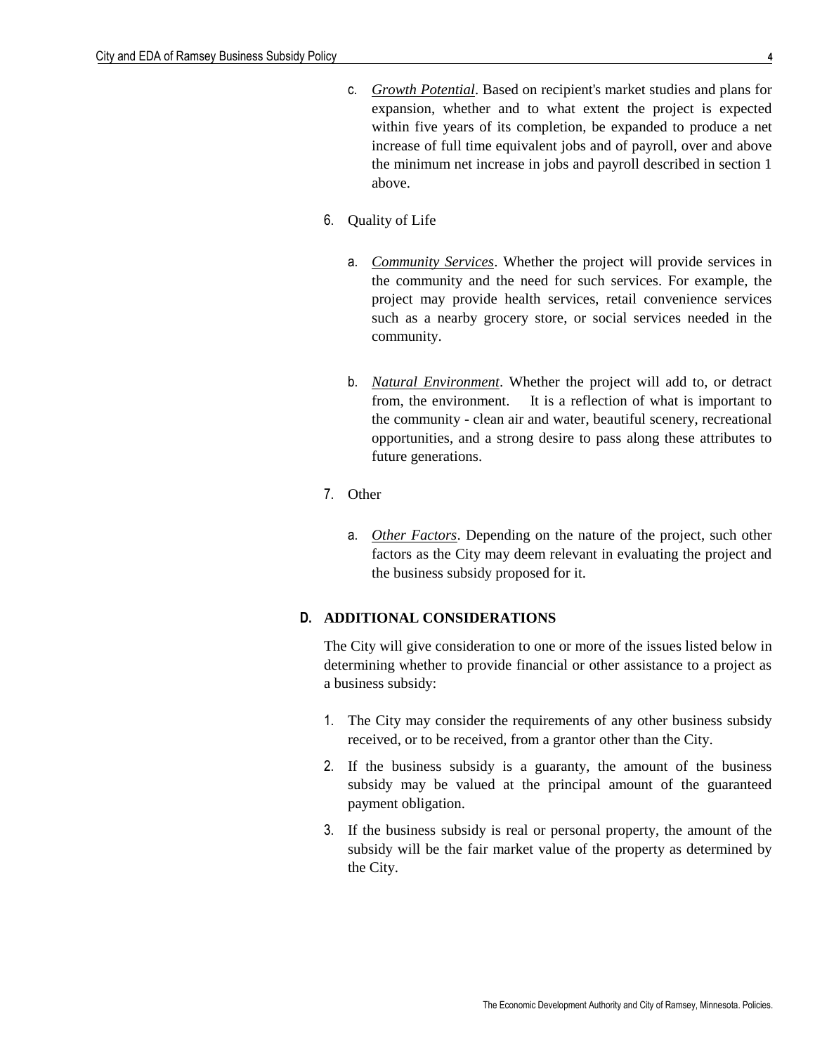c. *Growth Potential*. Based on recipient's market studies and plans for expansion, whether and to what extent the project is expected within five years of its completion, be expanded to produce a net increase of full time equivalent jobs and of payroll, over and above the minimum net increase in jobs and payroll described in section 1 above.

6. Quality of Life

   a. *Community Services*. Whether the project will provide services in the community and the need for such services. For example, the project may provide health services, retail convenience services such as a nearby grocery store, or social services needed in the community.

   b. *Natural Environment*. Whether the project will add to, or detract from, the environment. It is a reflection of what is important to the community - clean air and water, beautiful scenery, recreational opportunities, and a strong desire to pass along these attributes to future generations.

7. Other

   a. *Other Factors*. Depending on the nature of the project, such other factors as the City may deem relevant in evaluating the project and the business subsidy proposed for it.

## D. ADDITIONAL CONSIDERATIONS

The City will give consideration to one or more of the issues listed below in determining whether to provide financial or other assistance to a project as a business subsidy:

1. The City may consider the requirements of any other business subsidy received, or to be received, from a grantor other than the City.
2. If the business subsidy is a guaranty, the amount of the business subsidy may be valued at the principal amount of the guaranteed payment obligation.
3. If the business subsidy is real or personal property, the amount of the subsidy will be the fair market value of the property as determined by the City.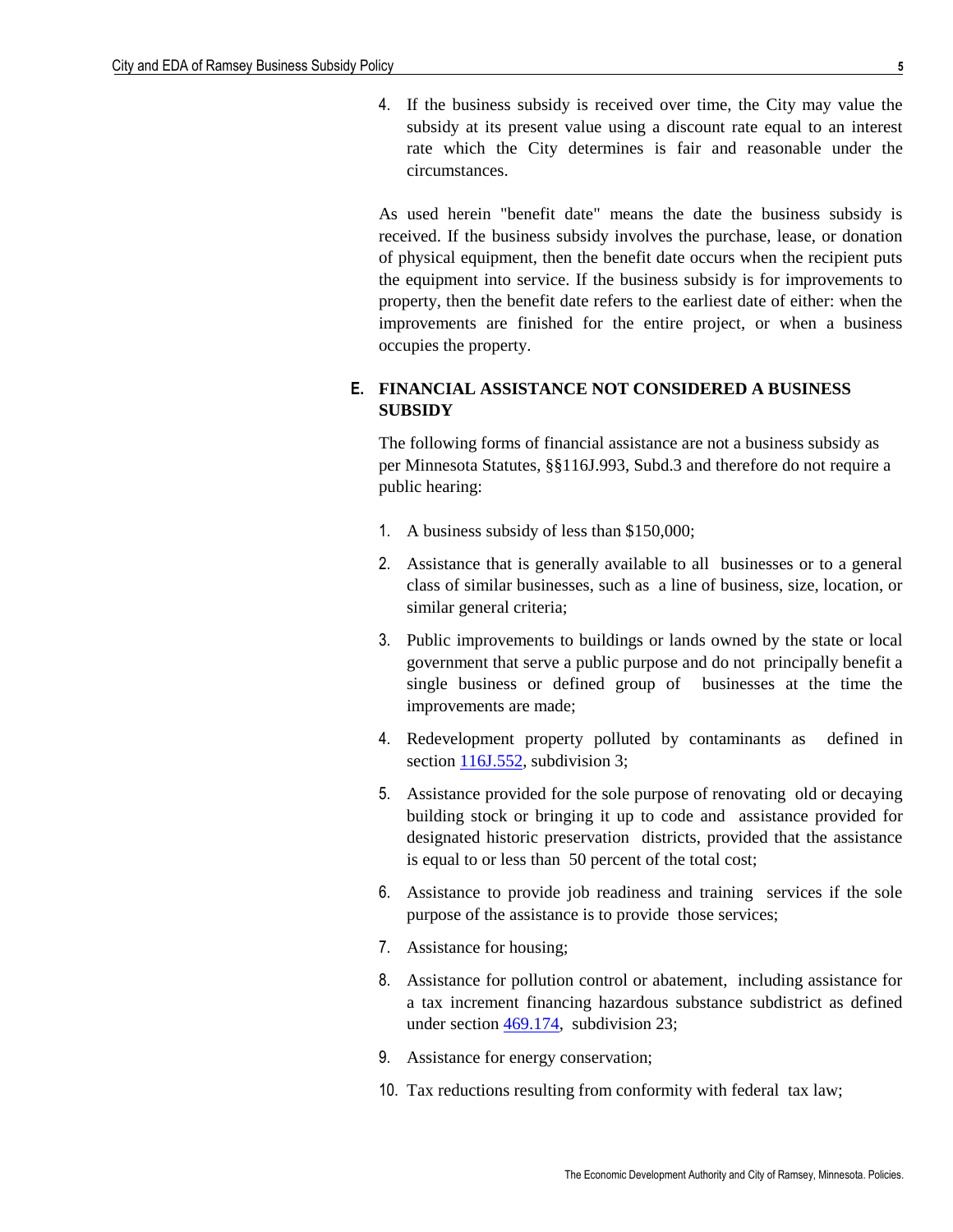4. If the business subsidy is received over time, the City may value the subsidy at its present value using a discount rate equal to an interest rate which the City determines is fair and reasonable under the circumstances.

As used herein "benefit date" means the date the business subsidy is received. If the business subsidy involves the purchase, lease, or donation of physical equipment, then the benefit date occurs when the recipient puts the equipment into service. If the business subsidy is for improvements to property, then the benefit date refers to the earliest date of either: when the improvements are finished for the entire project, or when a business occupies the property.

## E. FINANCIAL ASSISTANCE NOT CONSIDERED A BUSINESS SUBSIDY

The following forms of financial assistance are not a business subsidy as per Minnesota Statutes, §§116J.993, Subd.3 and therefore do not require a public hearing:

1. A business subsidy of less than $150,000;
2. Assistance that is generally available to all businesses or to a general class of similar businesses, such as a line of business, size, location, or similar general criteria;
3. Public improvements to buildings or lands owned by the state or local government that serve a public purpose and do not principally benefit a single business or defined group of businesses at the time the improvements are made;
4. Redevelopment property polluted by contaminants as defined in section 116J.552, subdivision 3;
5. Assistance provided for the sole purpose of renovating old or decaying building stock or bringing it up to code and assistance provided for designated historic preservation districts, provided that the assistance is equal to or less than 50 percent of the total cost;
6. Assistance to provide job readiness and training services if the sole purpose of the assistance is to provide those services;
7. Assistance for housing;
8. Assistance for pollution control or abatement, including assistance for a tax increment financing hazardous substance subdistrict as defined under section 469.174, subdivision 23;
9. Assistance for energy conservation;
10. Tax reductions resulting from conformity with federal tax law;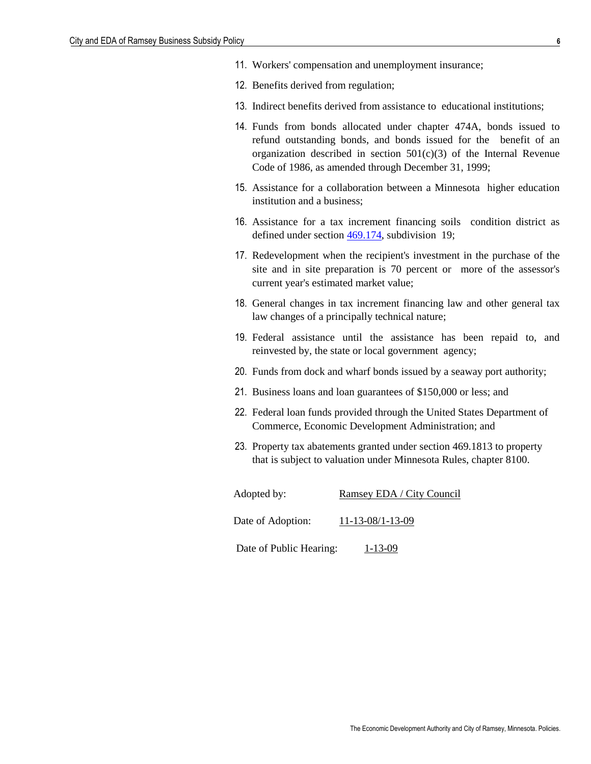11. Workers' compensation and unemployment insurance;
12. Benefits derived from regulation;
13. Indirect benefits derived from assistance to educational institutions;
14. Funds from bonds allocated under chapter 474A, bonds issued to refund outstanding bonds, and bonds issued for the benefit of an organization described in section 501(c)(3) of the Internal Revenue Code of 1986, as amended through December 31, 1999;
15. Assistance for a collaboration between a Minnesota higher education institution and a business;
16. Assistance for a tax increment financing soils condition district as defined under section 469.174, subdivision 19;
17. Redevelopment when the recipient's investment in the purchase of the site and in site preparation is 70 percent or more of the assessor's current year's estimated market value;
18. General changes in tax increment financing law and other general tax law changes of a principally technical nature;
19. Federal assistance until the assistance has been repaid to, and reinvested by, the state or local government agency;
20. Funds from dock and wharf bonds issued by a seaway port authority;
21. Business loans and loan guarantees of $150,000 or less; and
22. Federal loan funds provided through the United States Department of Commerce, Economic Development Administration; and
23. Property tax abatements granted under section 469.1813 to property that is subject to valuation under Minnesota Rules, chapter 8100.

Adopted by: Ramsey EDA / City Council

Date of Adoption: 11-13-08/1-13-09

Date of Public Hearing: 1-13-09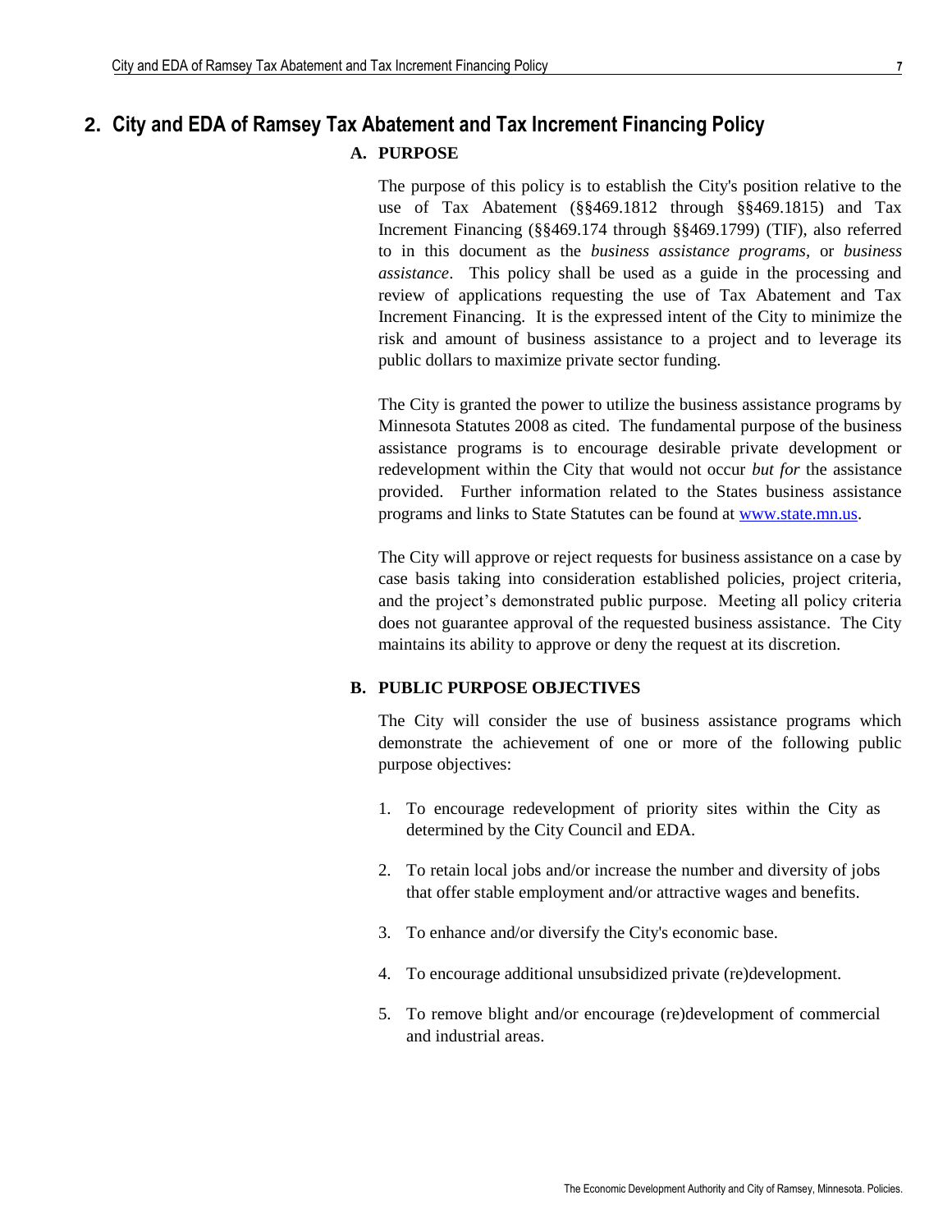# 2. City and EDA of Ramsey Tax Abatement and Tax Increment Financing Policy

## A. PURPOSE

The purpose of this policy is to establish the City's position relative to the use of Tax Abatement (§§469.1812 through §§469.1815) and Tax Increment Financing (§§469.174 through §§469.1799) (TIF), also referred to in this document as the *business assistance programs*, or *business assistance*. This policy shall be used as a guide in the processing and review of applications requesting the use of Tax Abatement and Tax Increment Financing. It is the expressed intent of the City to minimize the risk and amount of business assistance to a project and to leverage its public dollars to maximize private sector funding.

The City is granted the power to utilize the business assistance programs by Minnesota Statutes 2008 as cited. The fundamental purpose of the business assistance programs is to encourage desirable private development or redevelopment within the City that would not occur *but for* the assistance provided. Further information related to the States business assistance programs and links to State Statutes can be found at [www.state.mn.us](www.state.mn.us).

The City will approve or reject requests for business assistance on a case by case basis taking into consideration established policies, project criteria, and the project's demonstrated public purpose. Meeting all policy criteria does not guarantee approval of the requested business assistance. The City maintains its ability to approve or deny the request at its discretion.

## B. PUBLIC PURPOSE OBJECTIVES

The City will consider the use of business assistance programs which demonstrate the achievement of one or more of the following public purpose objectives:

1. To encourage redevelopment of priority sites within the City as determined by the City Council and EDA.
2. To retain local jobs and/or increase the number and diversity of jobs that offer stable employment and/or attractive wages and benefits.
3. To enhance and/or diversify the City's economic base.
4. To encourage additional unsubsidized private (re)development.
5. To remove blight and/or encourage (re)development of commercial and industrial areas.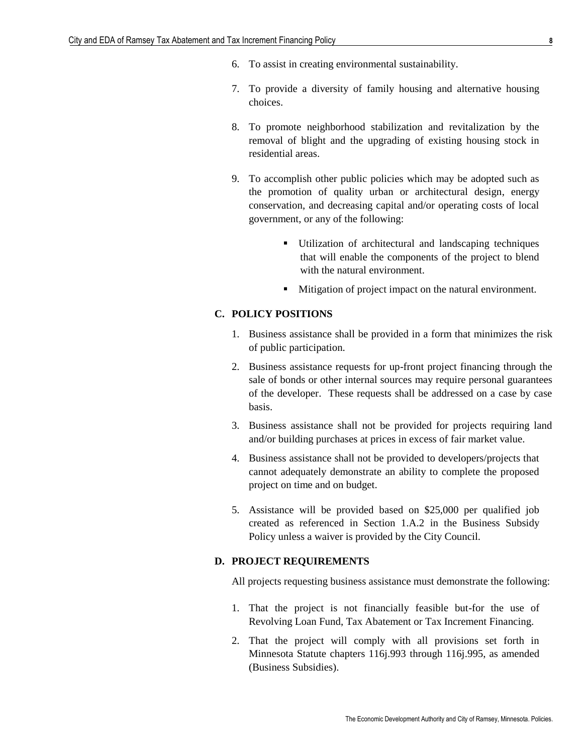6. To assist in creating environmental sustainability.

7. To provide a diversity of family housing and alternative housing choices.

8. To promote neighborhood stabilization and revitalization by the removal of blight and the upgrading of existing housing stock in residential areas.

9. To accomplish other public policies which may be adopted such as the promotion of quality urban or architectural design, energy conservation, and decreasing capital and/or operating costs of local government, or any of the following:

   - Utilization of architectural and landscaping techniques that will enable the components of the project to blend with the natural environment.
   - Mitigation of project impact on the natural environment.

### C. POLICY POSITIONS

1. Business assistance shall be provided in a form that minimizes the risk of public participation.

2. Business assistance requests for up-front project financing through the sale of bonds or other internal sources may require personal guarantees of the developer. These requests shall be addressed on a case by case basis.

3. Business assistance shall not be provided for projects requiring land and/or building purchases at prices in excess of fair market value.

4. Business assistance shall not be provided to developers/projects that cannot adequately demonstrate an ability to complete the proposed project on time and on budget.

5. Assistance will be provided based on $25,000 per qualified job created as referenced in Section 1.A.2 in the Business Subsidy Policy unless a waiver is provided by the City Council.

### D. PROJECT REQUIREMENTS

All projects requesting business assistance must demonstrate the following:

1. That the project is not financially feasible but-for the use of Revolving Loan Fund, Tax Abatement or Tax Increment Financing.

2. That the project will comply with all provisions set forth in Minnesota Statute chapters 116j.993 through 116j.995, as amended (Business Subsidies).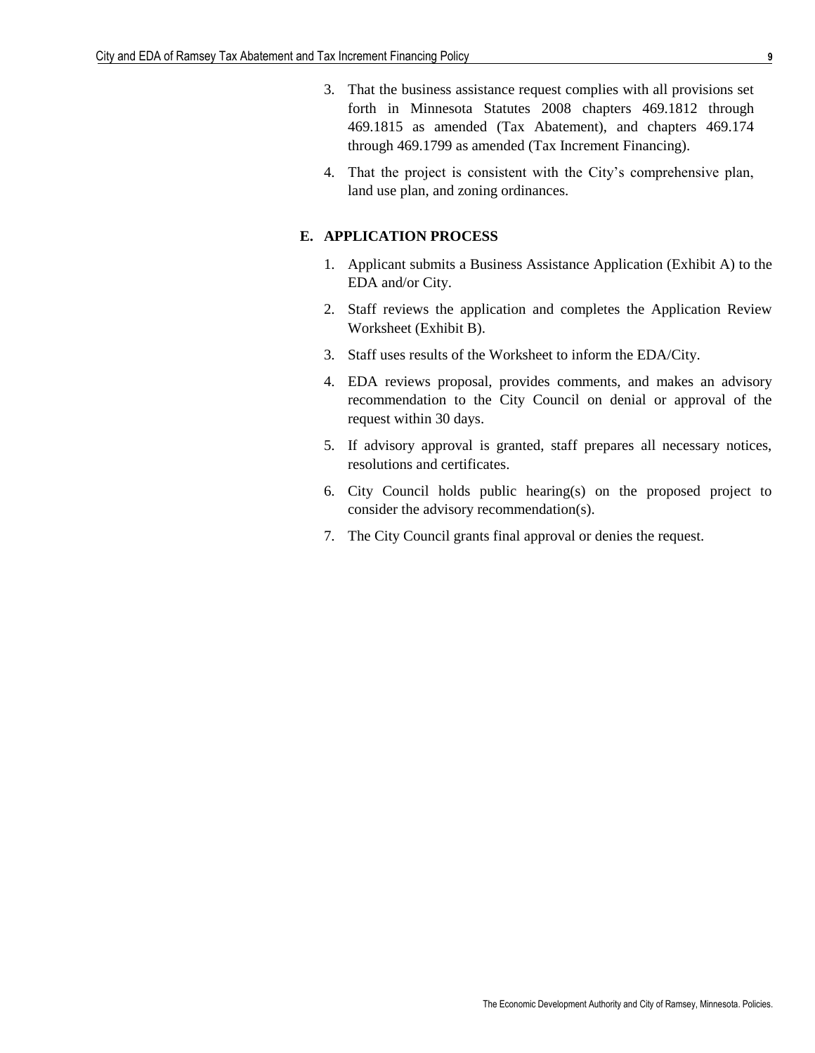3. That the business assistance request complies with all provisions set forth in Minnesota Statutes 2008 chapters 469.1812 through 469.1815 as amended (Tax Abatement), and chapters 469.174 through 469.1799 as amended (Tax Increment Financing).

4. That the project is consistent with the City's comprehensive plan, land use plan, and zoning ordinances.

## E. APPLICATION PROCESS

1. Applicant submits a Business Assistance Application (Exhibit A) to the EDA and/or City.
2. Staff reviews the application and completes the Application Review Worksheet (Exhibit B).
3. Staff uses results of the Worksheet to inform the EDA/City.
4. EDA reviews proposal, provides comments, and makes an advisory recommendation to the City Council on denial or approval of the request within 30 days.
5. If advisory approval is granted, staff prepares all necessary notices, resolutions and certificates.
6. City Council holds public hearing(s) on the proposed project to consider the advisory recommendation(s).
7. The City Council grants final approval or denies the request.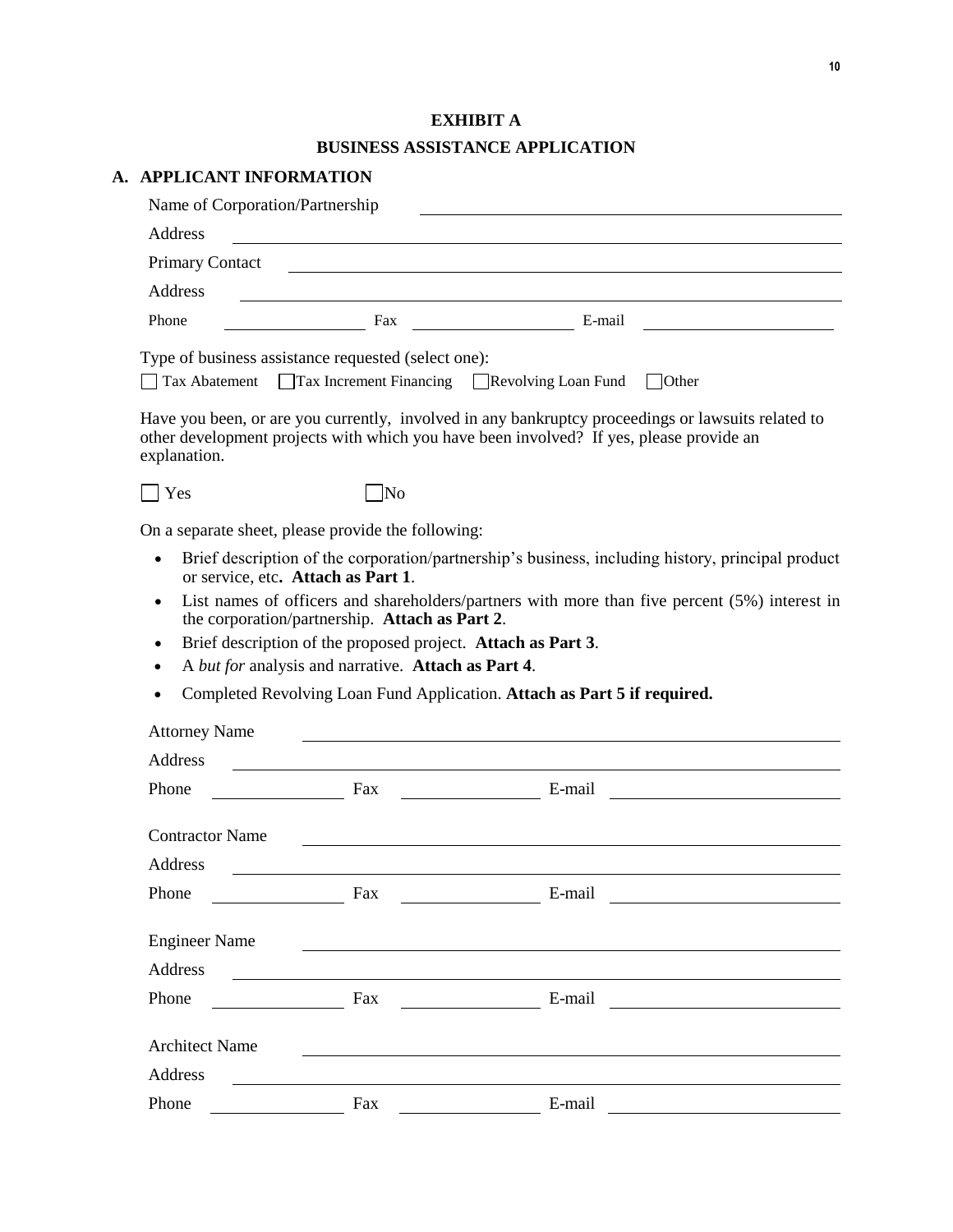# EXHIBIT A

## BUSINESS ASSISTANCE APPLICATION

### A. APPLICANT INFORMATION

Name of Corporation/Partnership ______________________________

Address ______________________________

Primary Contact ______________________________

Address ______________________________

Phone ______________ Fax ______________ E-mail ______________

Type of business assistance requested (select one):

☐ Tax Abatement ☐ Tax Increment Financing ☐ Revolving Loan Fund ☐ Other

Have you been, or are you currently, involved in any bankruptcy proceedings or lawsuits related to other development projects with which you have been involved? If yes, please provide an explanation.

☐ Yes ☐ No

On a separate sheet, please provide the following:

- Brief description of the corporation/partnership's business, including history, principal product or service, etc. **Attach as Part 1**.
- List names of officers and shareholders/partners with more than five percent (5%) interest in the corporation/partnership. **Attach as Part 2**.
- Brief description of the proposed project. **Attach as Part 3**.
- A *but for* analysis and narrative. **Attach as Part 4**.
- Completed Revolving Loan Fund Application. **Attach as Part 5 if required.**

Attorney Name ______________________________

Address ______________________________

Phone ______________ Fax ______________ E-mail ______________

Contractor Name ______________________________

Address ______________________________

Phone ______________ Fax ______________ E-mail ______________

Engineer Name ______________________________

Address ______________________________

Phone ______________ Fax ______________ E-mail ______________

Architect Name ______________________________

Address ______________________________

Phone ______________ Fax ______________ E-mail ______________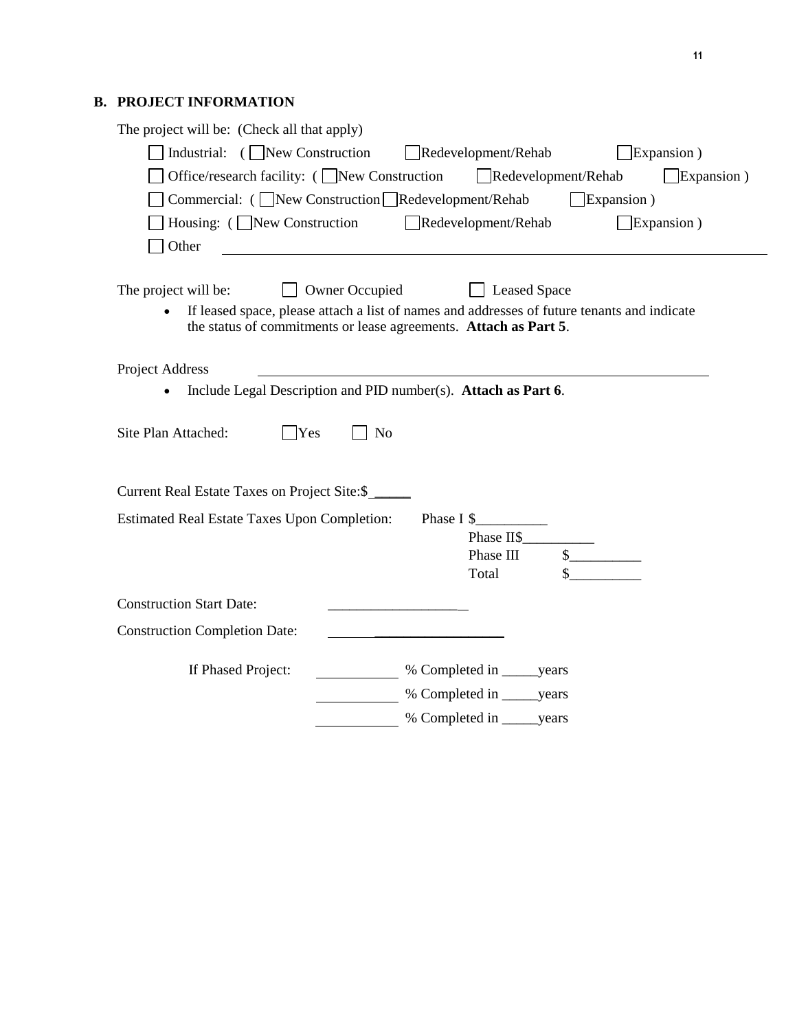## B. PROJECT INFORMATION

The project will be: (Check all that apply)

- ☐ Industrial: ( ☐ New Construction ☐ Redevelopment/Rehab ☐ Expansion )
- ☐ Office/research facility: ( ☐ New Construction ☐ Redevelopment/Rehab ☐ Expansion )
- ☐ Commercial: ( ☐ New Construction ☐ Redevelopment/Rehab ☐ Expansion )
- ☐ Housing: ( ☐ New Construction ☐ Redevelopment/Rehab ☐ Expansion )
- ☐ Other ______________________________

The project will be: ☐ Owner Occupied ☐ Leased Space

- If leased space, please attach a list of names and addresses of future tenants and indicate the status of commitments or lease agreements. **Attach as Part 5**.

Project Address ______________________________

- Include Legal Description and PID number(s). **Attach as Part 6**.

Site Plan Attached: ☐ Yes ☐ No

Current Real Estate Taxes on Project Site:$ _____

Estimated Real Estate Taxes Upon Completion:

Phase I $__________
Phase II$__________
Phase III $__________
Total $__________

Construction Start Date: ____________________

Construction Completion Date: ____________________

If Phased Project:

__________ % Completed in _____years
__________ % Completed in _____years
__________ % Completed in _____years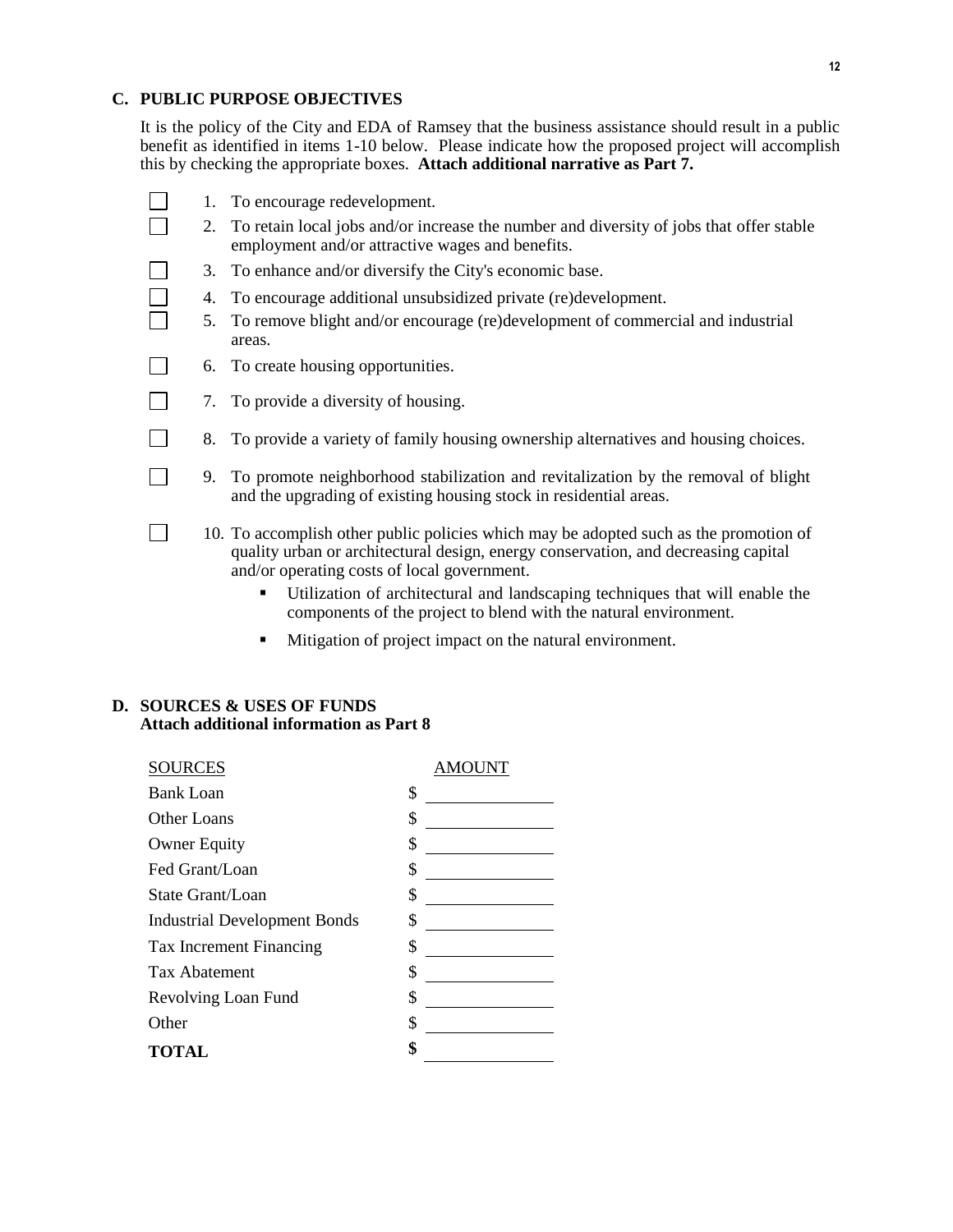## C. PUBLIC PURPOSE OBJECTIVES

It is the policy of the City and EDA of Ramsey that the business assistance should result in a public benefit as identified in items 1-10 below. Please indicate how the proposed project will accomplish this by checking the appropriate boxes. **Attach additional narrative as Part 7.**

- ☐ 1. To encourage redevelopment.
- ☐ 2. To retain local jobs and/or increase the number and diversity of jobs that offer stable employment and/or attractive wages and benefits.
- ☐ 3. To enhance and/or diversify the City's economic base.
- ☐ 4. To encourage additional unsubsidized private (re)development.
- ☐ 5. To remove blight and/or encourage (re)development of commercial and industrial areas.
- ☐ 6. To create housing opportunities.
- ☐ 7. To provide a diversity of housing.
- ☐ 8. To provide a variety of family housing ownership alternatives and housing choices.
- ☐ 9. To promote neighborhood stabilization and revitalization by the removal of blight and the upgrading of existing housing stock in residential areas.
- ☐ 10. To accomplish other public policies which may be adopted such as the promotion of quality urban or architectural design, energy conservation, and decreasing capital and/or operating costs of local government.
  - Utilization of architectural and landscaping techniques that will enable the components of the project to blend with the natural environment.
  - Mitigation of project impact on the natural environment.

## D. SOURCES & USES OF FUNDS
**Attach additional information as Part 8**

| SOURCES | AMOUNT |
|---|---|
| Bank Loan | $ |
| Other Loans | $ |
| Owner Equity | $ |
| Fed Grant/Loan | $ |
| State Grant/Loan | $ |
| Industrial Development Bonds | $ |
| Tax Increment Financing | $ |
| Tax Abatement | $ |
| Revolving Loan Fund | $ |
| Other | $ |
| **TOTAL** | **$** |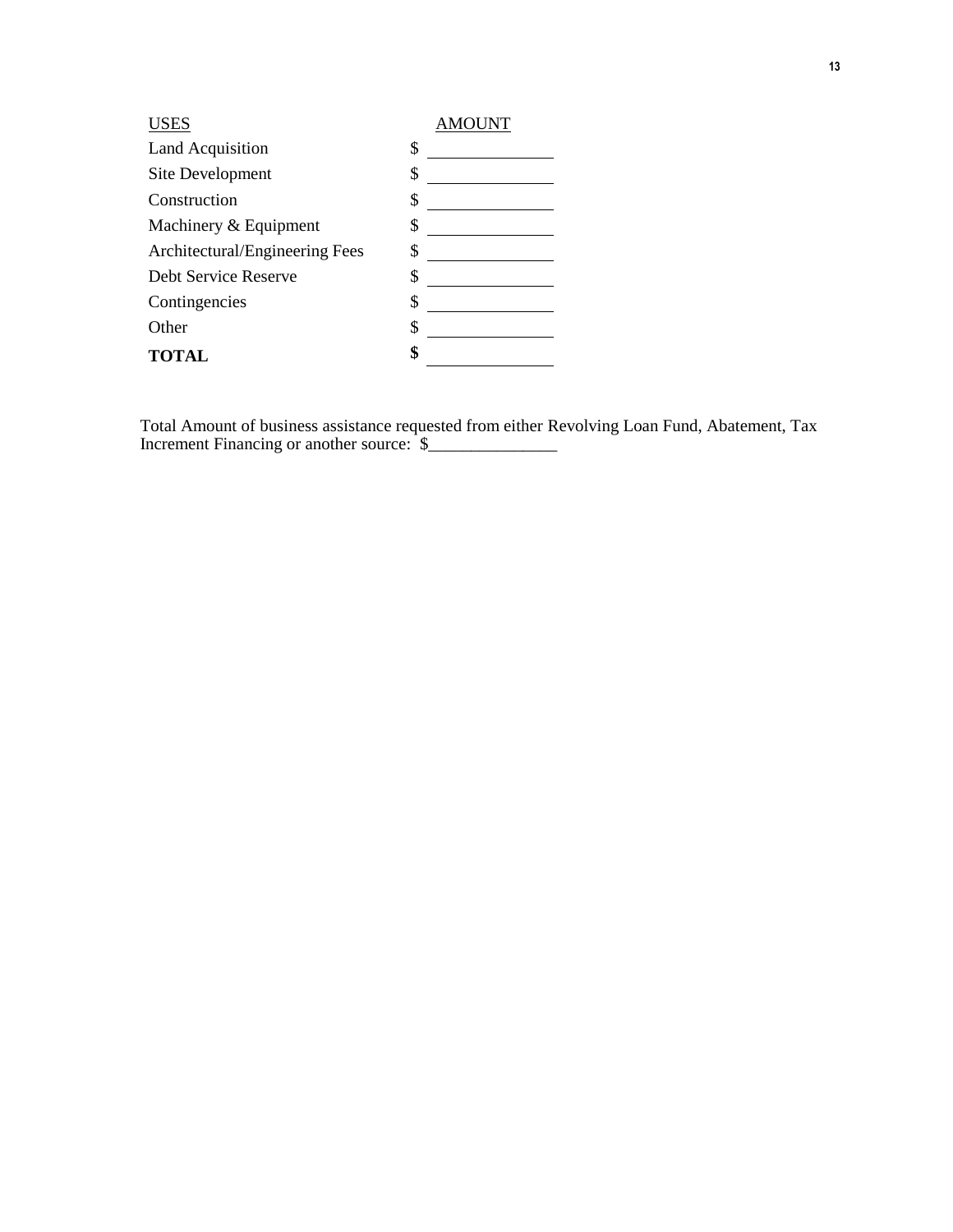| USES | AMOUNT |
| --- | --- |
| Land Acquisition | $ |
| Site Development | $ |
| Construction | $ |
| Machinery & Equipment | $ |
| Architectural/Engineering Fees | $ |
| Debt Service Reserve | $ |
| Contingencies | $ |
| Other | $ |
| **TOTAL** | **$** |

Total Amount of business assistance requested from either Revolving Loan Fund, Abatement, Tax Increment Financing or another source: $_______________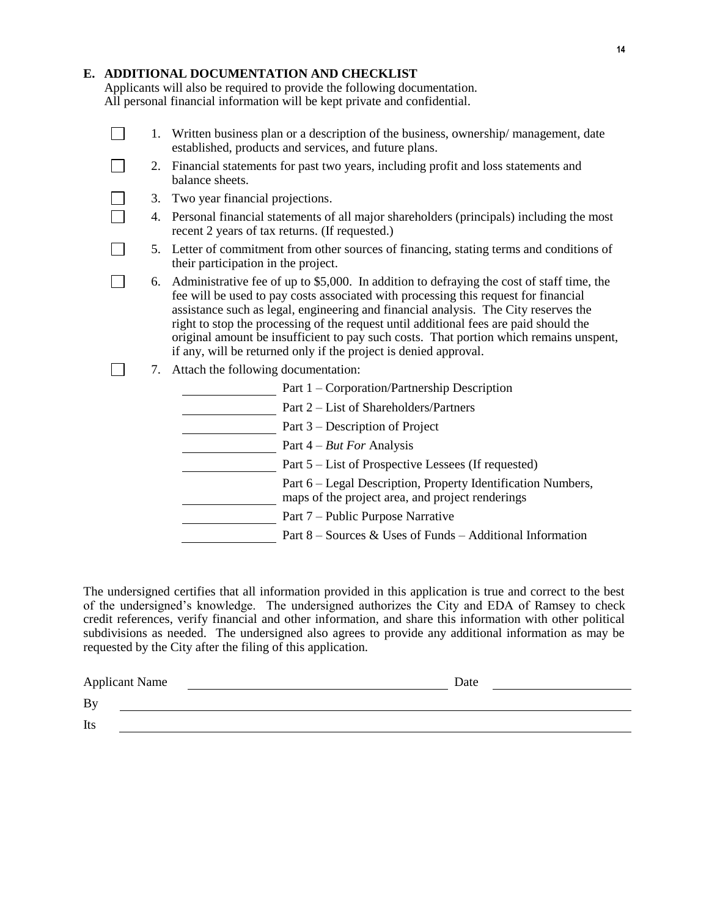## E. ADDITIONAL DOCUMENTATION AND CHECKLIST

Applicants will also be required to provide the following documentation.
All personal financial information will be kept private and confidential.

- [ ] 1. Written business plan or a description of the business, ownership/ management, date established, products and services, and future plans.
- [ ] 2. Financial statements for past two years, including profit and loss statements and balance sheets.
- [ ] 3. Two year financial projections.
- [ ] 4. Personal financial statements of all major shareholders (principals) including the most recent 2 years of tax returns. (If requested.)
- [ ] 5. Letter of commitment from other sources of financing, stating terms and conditions of their participation in the project.
- [ ] 6. Administrative fee of up to $5,000. In addition to defraying the cost of staff time, the fee will be used to pay costs associated with processing this request for financial assistance such as legal, engineering and financial analysis. The City reserves the right to stop the processing of the request until additional fees are paid should the original amount be insufficient to pay such costs. That portion which remains unspent, if any, will be returned only if the project is denied approval.
- [ ] 7. Attach the following documentation:

  ______________ Part 1 – Corporation/Partnership Description

  ______________ Part 2 – List of Shareholders/Partners

  ______________ Part 3 – Description of Project

  ______________ Part 4 – *But For* Analysis

  ______________ Part 5 – List of Prospective Lessees (If requested)

  ______________ Part 6 – Legal Description, Property Identification Numbers, maps of the project area, and project renderings

  ______________ Part 7 – Public Purpose Narrative

  ______________ Part 8 – Sources & Uses of Funds – Additional Information

The undersigned certifies that all information provided in this application is true and correct to the best of the undersigned's knowledge. The undersigned authorizes the City and EDA of Ramsey to check credit references, verify financial and other information, and share this information with other political subdivisions as needed. The undersigned also agrees to provide any additional information as may be requested by the City after the filing of this application.

Applicant Name ______________________________ Date ____________________

By ____________________________________________________________

Its ____________________________________________________________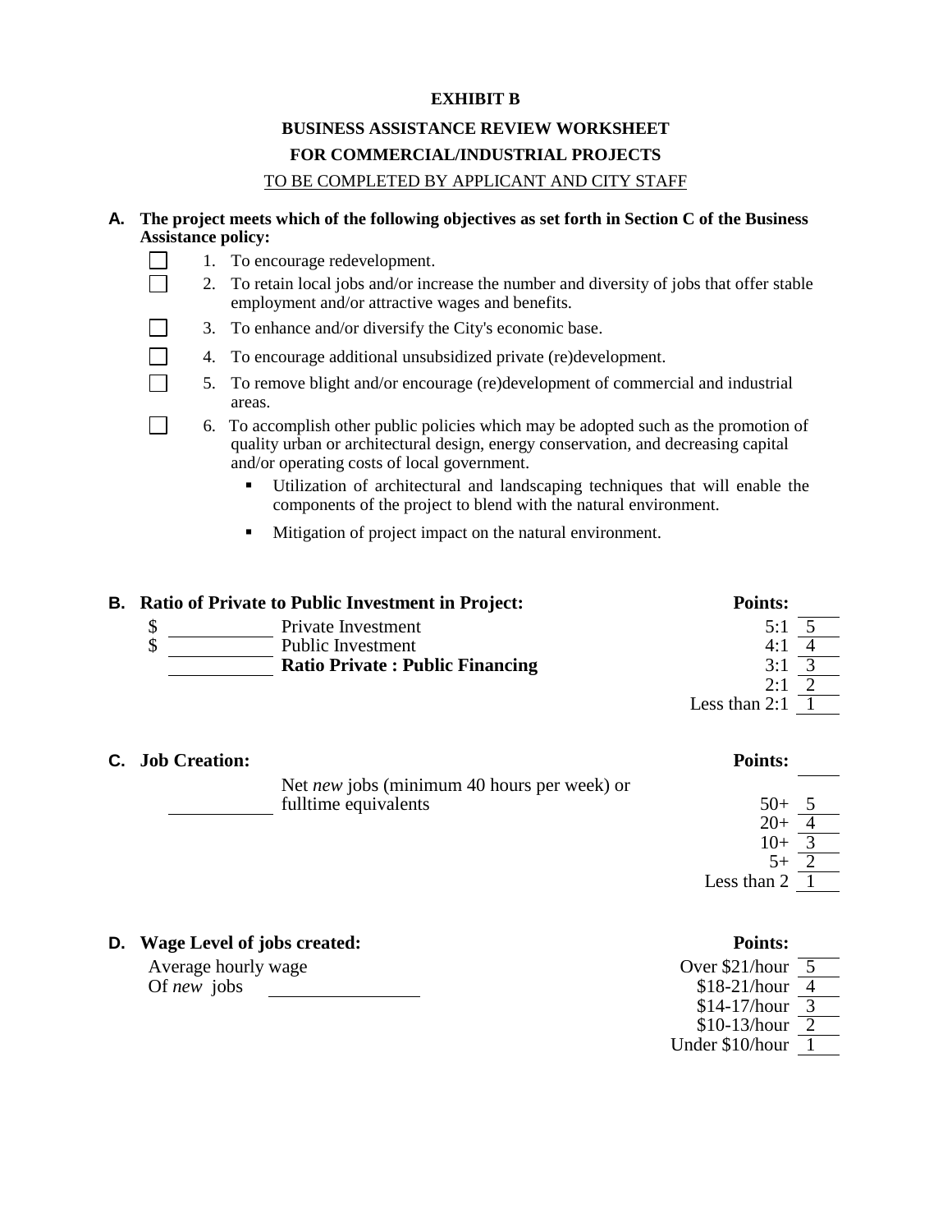**EXHIBIT B**

**BUSINESS ASSISTANCE REVIEW WORKSHEET**

**FOR COMMERCIAL/INDUSTRIAL PROJECTS**

TO BE COMPLETED BY APPLICANT AND CITY STAFF

**A. The project meets which of the following objectives as set forth in Section C of the Business Assistance policy:**

- ☐ 1. To encourage redevelopment.
- ☐ 2. To retain local jobs and/or increase the number and diversity of jobs that offer stable employment and/or attractive wages and benefits.
- ☐ 3. To enhance and/or diversify the City's economic base.
- ☐ 4. To encourage additional unsubsidized private (re)development.
- ☐ 5. To remove blight and/or encourage (re)development of commercial and industrial areas.
- ☐ 6. To accomplish other public policies which may be adopted such as the promotion of quality urban or architectural design, energy conservation, and decreasing capital and/or operating costs of local government.
  - Utilization of architectural and landscaping techniques that will enable the components of the project to blend with the natural environment.
  - Mitigation of project impact on the natural environment.

**B. Ratio of Private to Public Investment in Project:**

$ __________ Private Investment

$ __________ Public Investment

__________ **Ratio Private : Public Financing**

| Points: | |
|---|---|
| 5:1 | 5 |
| 4:1 | 4 |
| 3:1 | 3 |
| 2:1 | 2 |
| Less than 2:1 | 1 |

**C. Job Creation:**

__________ Net *new* jobs (minimum 40 hours per week) or fulltime equivalents

| Points: | |
|---|---|
| 50+ | 5 |
| 20+ | 4 |
| 10+ | 3 |
| 5+ | 2 |
| Less than 2 | 1 |

**D. Wage Level of jobs created:**

Average hourly wage
Of *new* jobs __________

| Points: | |
|---|---|
| Over $21/hour | 5 |
| $18-21/hour | 4 |
| $14-17/hour | 3 |
| $10-13/hour | 2 |
| Under $10/hour | 1 |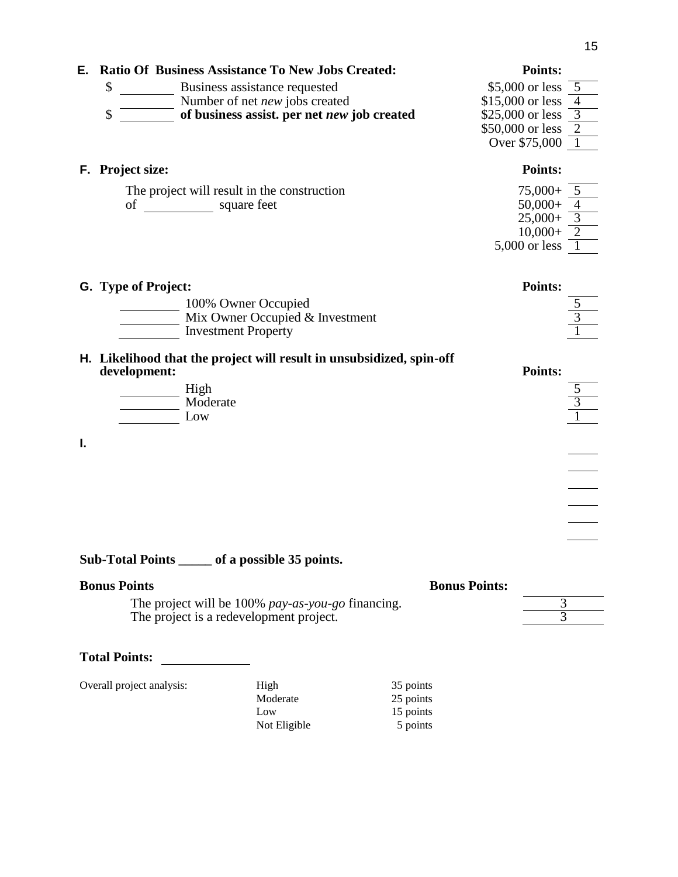**E. Ratio Of Business Assistance To New Jobs Created:**

| | | Points: | |
|---|---|---|---|
| $ ________ | Business assistance requested | $5,000 or less | 5 |
| ________ | Number of net *new* jobs created | $15,000 or less | 4 |
| $ ________ | **of business assist. per net *new* job created** | $25,000 or less | 3 |
| | | $50,000 or less | 2 |
| | | Over $75,000 | 1 |

**F. Project size:**

The project will result in the construction of __________ square feet

| Points: | |
|---|---|
| 75,000+ | 5 |
| 50,000+ | 4 |
| 25,000+ | 3 |
| 10,000+ | 2 |
| 5,000 or less | 1 |

**G. Type of Project:**

| | | Points: |
|---|---|---|
| _________ | 100% Owner Occupied | 5 |
| _________ | Mix Owner Occupied & Investment | 3 |
| _________ | Investment Property | 1 |

**H. Likelihood that the project will result in unsubsidized, spin-off development:**

| | | Points: |
|---|---|---|
| _________ | High | 5 |
| _________ | Moderate | 3 |
| _________ | Low | 1 |

**I.**

_____
_____
_____
_____
_____
_____

**Sub-Total Points _____ of a possible 35 points.**

**Bonus Points**

| | Bonus Points: |
|---|---|
| The project will be 100% *pay-as-you-go* financing. | 3 |
| The project is a redevelopment project. | 3 |

**Total Points:** __________

| Overall project analysis: | High | 35 points |
|---|---|---|
| | Moderate | 25 points |
| | Low | 15 points |
| | Not Eligible | 5 points |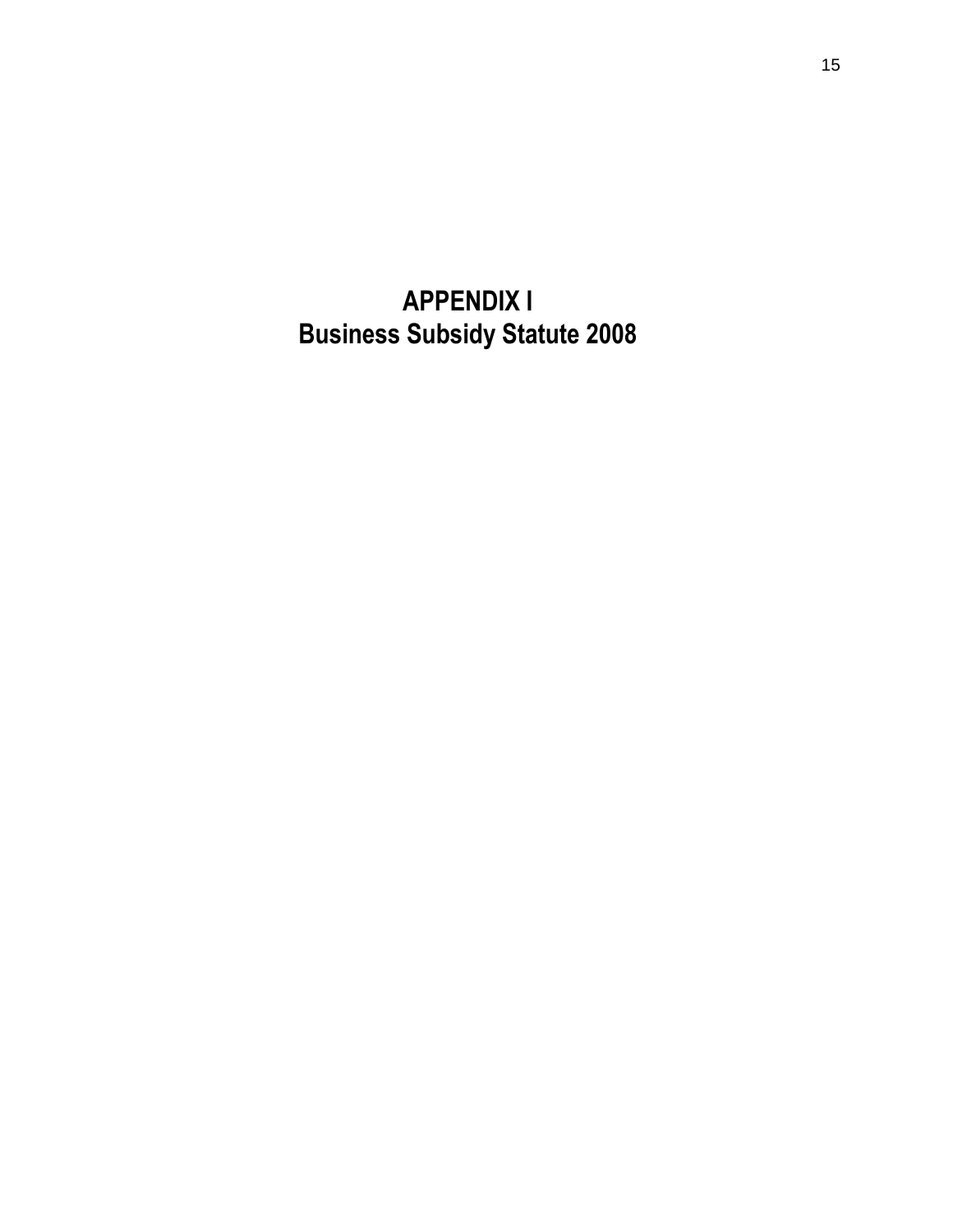# APPENDIX I
# Business Subsidy Statute 2008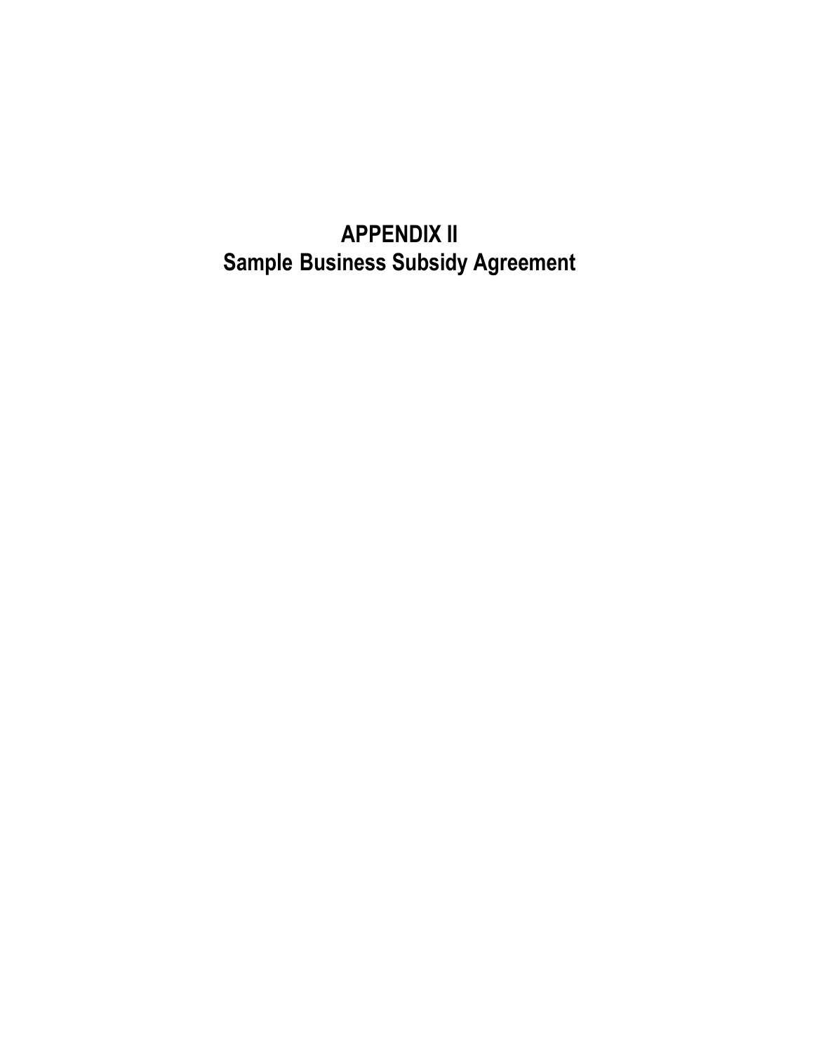# APPENDIX II
# Sample Business Subsidy Agreement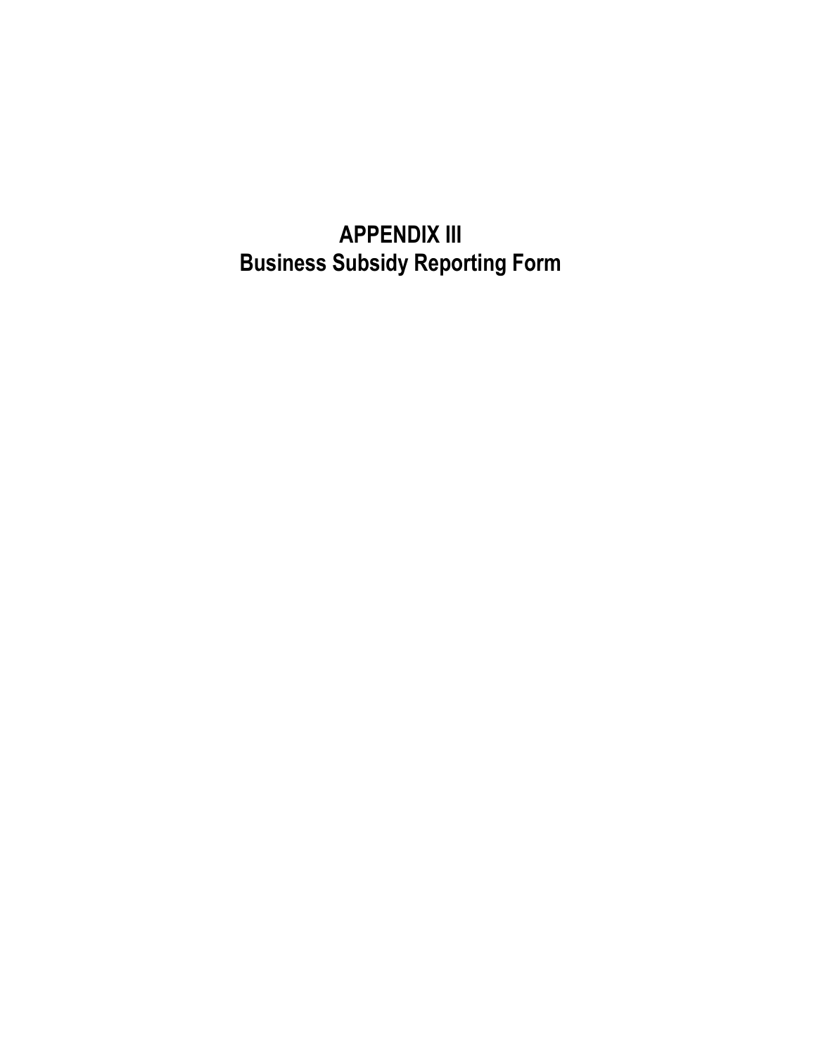# APPENDIX III
# Business Subsidy Reporting Form